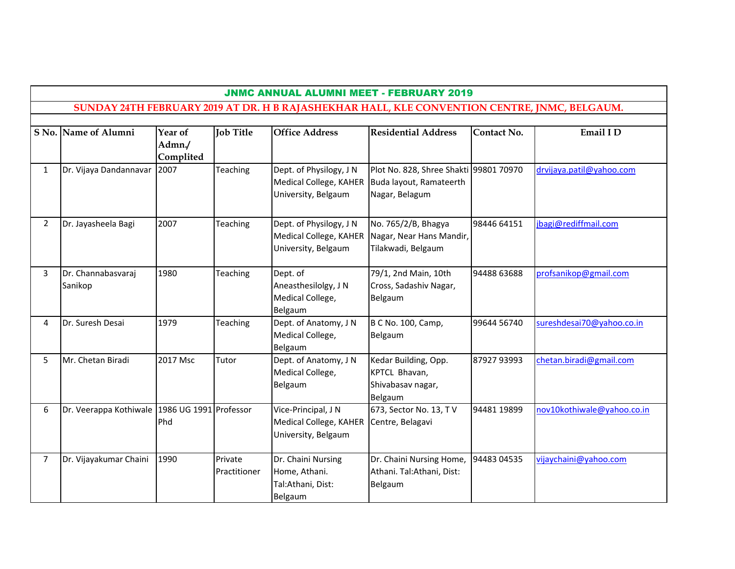# JNMC ANNUAL ALUMNI MEET - FEBRUARY 2019

## SUNDAY 24TH FEBRUARY 2019 AT DR. H B RAJASHEKHAR HALL, KLE CONVENTION CENTRE, JNMC, BELGAUM.

| S No. | Name of Alumni | Year of Admn./ Complited | Job Title | Office Address | Residential Address | Contact No. | Email I D |
|---|---|---|---|---|---|---|---|
| 1 | Dr. Vijaya Dandannavar | 2007 | Teaching | Dept. of Physilogy, J N Medical College, KAHER University, Belgaum | Plot No. 828, Shree Shakti Buda layout, Ramateerth Nagar, Belagum | 99801 70970 | drvijaya.patil@yahoo.com |
| 2 | Dr. Jayasheela Bagi | 2007 | Teaching | Dept. of Physilogy, J N Medical College, KAHER University, Belgaum | No. 765/2/B, Bhagya Nagar, Near Hans Mandir, Tilakwadi, Belgaum | 98446 64151 | jbagi@rediffmail.com |
| 3 | Dr. Channabasvaraj Sanikop | 1980 | Teaching | Dept. of Aneasthesilolgy, J N Medical College, Belgaum | 79/1, 2nd Main, 10th Cross, Sadashiv Nagar, Belgaum | 94488 63688 | profsanikop@gmail.com |
| 4 | Dr. Suresh Desai | 1979 | Teaching | Dept. of Anatomy, J N Medical College, Belgaum | B C No. 100, Camp, Belgaum | 99644 56740 | sureshdesai70@yahoo.co.in |
| 5 | Mr. Chetan Biradi | 2017 Msc | Tutor | Dept. of Anatomy, J N Medical College, Belgaum | Kedar Building, Opp. KPTCL Bhavan, Shivabasav nagar, Belgaum | 87927 93993 | chetan.biradi@gmail.com |
| 6 | Dr. Veerappa Kothiwale | 1986 UG 1991 Phd | Professor | Vice-Principal, J N Medical College, KAHER University, Belgaum | 673, Sector No. 13, T V Centre, Belagavi | 94481 19899 | nov10kothiwale@yahoo.co.in |
| 7 | Dr. Vijayakumar Chaini | 1990 | Private Practitioner | Dr. Chaini Nursing Home, Athani. Tal:Athani, Dist: Belgaum | Dr. Chaini Nursing Home, Athani. Tal:Athani, Dist: Belgaum | 94483 04535 | vijaychaini@yahoo.com |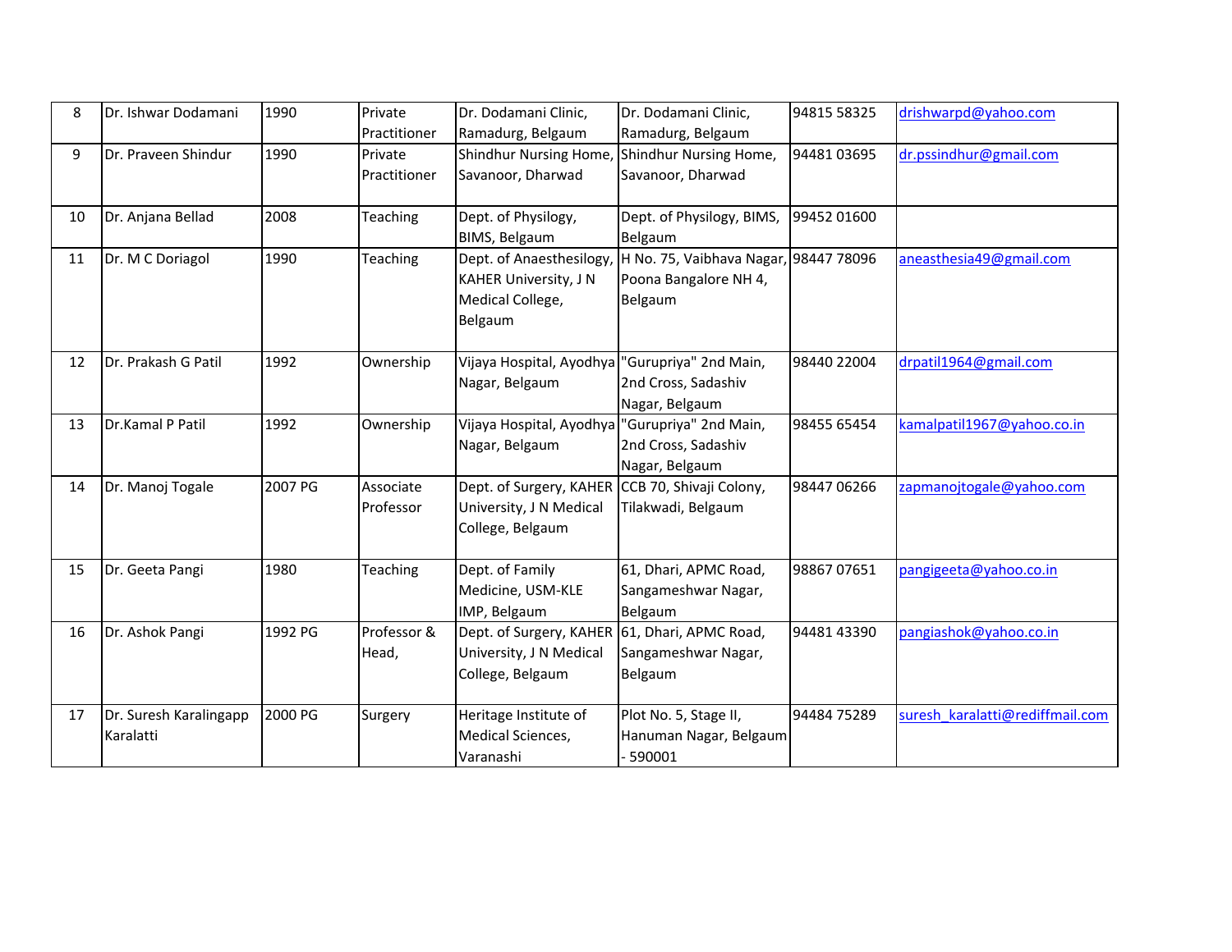| 8 | Dr. Ishwar Dodamani | 1990 | Private Practitioner | Dr. Dodamani Clinic, Ramadurg, Belgaum | Dr. Dodamani Clinic, Ramadurg, Belgaum | 94815 58325 | drishwarpd@yahoo.com |
|---|---|---|---|---|---|---|---|
| 9 | Dr. Praveen Shindur | 1990 | Private Practitioner | Shindhur Nursing Home, Savanoor, Dharwad | Shindhur Nursing Home, Savanoor, Dharwad | 94481 03695 | dr.pssindhur@gmail.com |
| 10 | Dr. Anjana Bellad | 2008 | Teaching | Dept. of Physilogy, BIMS, Belgaum | Dept. of Physilogy, BIMS, Belgaum | 99452 01600 | |
| 11 | Dr. M C Doriagol | 1990 | Teaching | Dept. of Anaesthesilogy, KAHER University, J N Medical College, Belgaum | H No. 75, Vaibhava Nagar, Poona Bangalore NH 4, Belgaum | 98447 78096 | aneasthesia49@gmail.com |
| 12 | Dr. Prakash G Patil | 1992 | Ownership | Vijaya Hospital, Ayodhya Nagar, Belgaum | "Gurupriya" 2nd Main, 2nd Cross, Sadashiv Nagar, Belgaum | 98440 22004 | drpatil1964@gmail.com |
| 13 | Dr.Kamal P Patil | 1992 | Ownership | Vijaya Hospital, Ayodhya Nagar, Belgaum | "Gurupriya" 2nd Main, 2nd Cross, Sadashiv Nagar, Belgaum | 98455 65454 | kamalpatil1967@yahoo.co.in |
| 14 | Dr. Manoj Togale | 2007 PG | Associate Professor | Dept. of Surgery, KAHER University, J N Medical College, Belgaum | CCB 70, Shivaji Colony, Tilakwadi, Belgaum | 98447 06266 | zapmanojtogale@yahoo.com |
| 15 | Dr. Geeta Pangi | 1980 | Teaching | Dept. of Family Medicine, USM-KLE IMP, Belgaum | 61, Dhari, APMC Road, Sangameshwar Nagar, Belgaum | 98867 07651 | pangigeeta@yahoo.co.in |
| 16 | Dr. Ashok Pangi | 1992 PG | Professor & Head, | Dept. of Surgery, KAHER University, J N Medical College, Belgaum | 61, Dhari, APMC Road, Sangameshwar Nagar, Belgaum | 94481 43390 | pangiashok@yahoo.co.in |
| 17 | Dr. Suresh Karalingapp Karalatti | 2000 PG | Surgery | Heritage Institute of Medical Sciences, Varanashi | Plot No. 5, Stage II, Hanuman Nagar, Belgaum - 590001 | 94484 75289 | suresh_karalatti@rediffmail.com |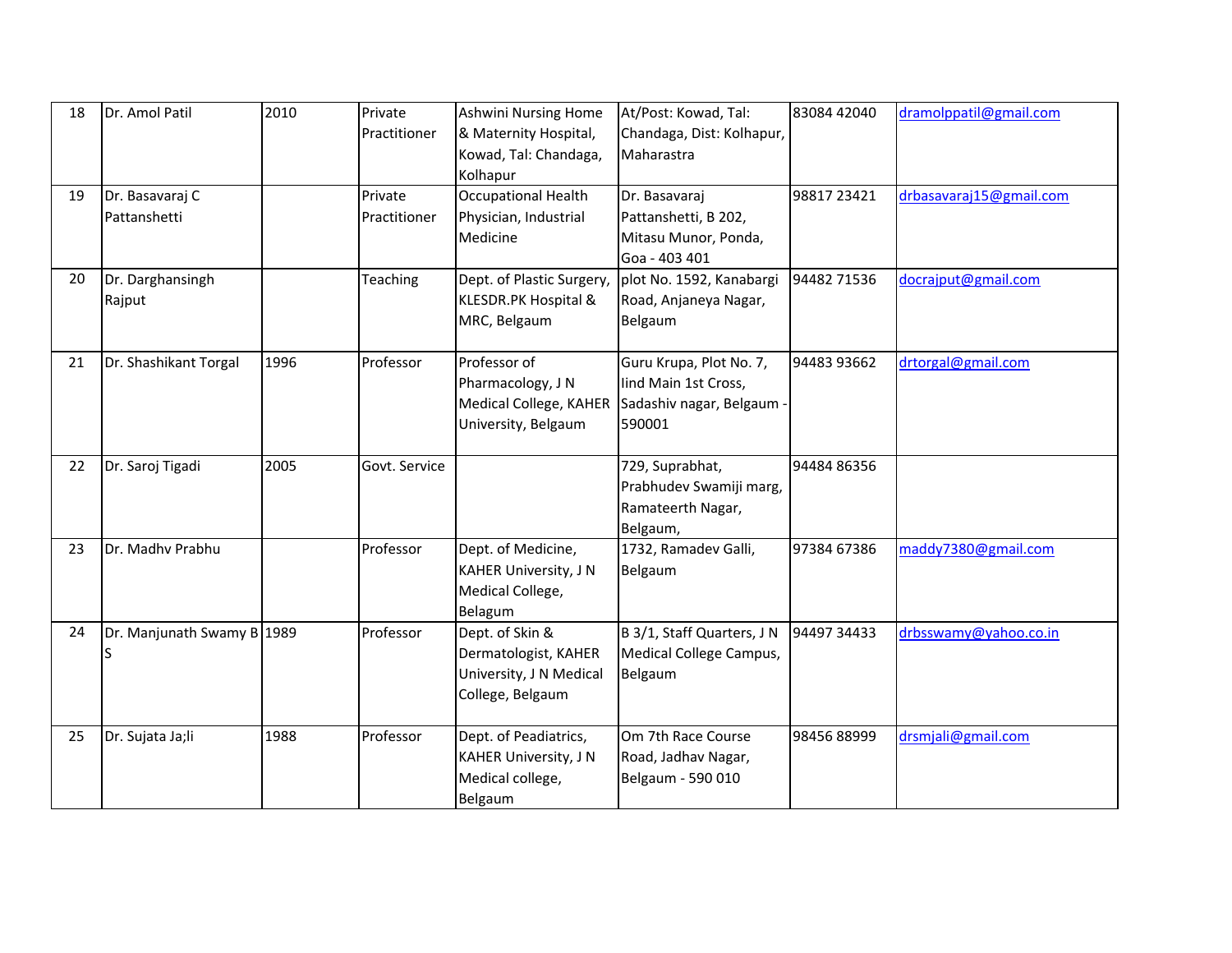| 18 | Dr. Amol Patil | 2010 | Private Practitioner | Ashwini Nursing Home & Maternity Hospital, Kowad, Tal: Chandaga, Kolhapur | At/Post: Kowad, Tal: Chandaga, Dist: Kolhapur, Maharastra | 83084 42040 | dramolppatil@gmail.com |
|---|---|---|---|---|---|---|---|
| 19 | Dr. Basavaraj C Pattanshetti | | Private Practitioner | Occupational Health Physician, Industrial Medicine | Dr. Basavaraj Pattanshetti, B 202, Mitasu Munor, Ponda, Goa - 403 401 | 98817 23421 | drbasavaraj15@gmail.com |
| 20 | Dr. Darghansingh Rajput | | Teaching | Dept. of Plastic Surgery, KLESDR.PK Hospital & MRC, Belgaum | plot No. 1592, Kanabargi Road, Anjaneya Nagar, Belgaum | 94482 71536 | docrajput@gmail.com |
| 21 | Dr. Shashikant Torgal | 1996 | Professor | Professor of Pharmacology, J N Medical College, KAHER University, Belgaum | Guru Krupa, Plot No. 7, Iind Main 1st Cross, Sadashiv nagar, Belgaum - 590001 | 94483 93662 | drtorgal@gmail.com |
| 22 | Dr. Saroj Tigadi | 2005 | Govt. Service | | 729, Suprabhat, Prabhudev Swamiji marg, Ramateerth Nagar, Belgaum, | 94484 86356 | |
| 23 | Dr. Madhv Prabhu | | Professor | Dept. of Medicine, KAHER University, J N Medical College, Belagum | 1732, Ramadev Galli, Belgaum | 97384 67386 | maddy7380@gmail.com |
| 24 | Dr. Manjunath Swamy B S | 1989 | Professor | Dept. of Skin & Dermatologist, KAHER University, J N Medical College, Belgaum | B 3/1, Staff Quarters, J N Medical College Campus, Belgaum | 94497 34433 | drbsswamy@yahoo.co.in |
| 25 | Dr. Sujata Ja;li | 1988 | Professor | Dept. of Peadiatrics, KAHER University, J N Medical college, Belgaum | Om 7th Race Course Road, Jadhav Nagar, Belgaum - 590 010 | 98456 88999 | drsmjali@gmail.com |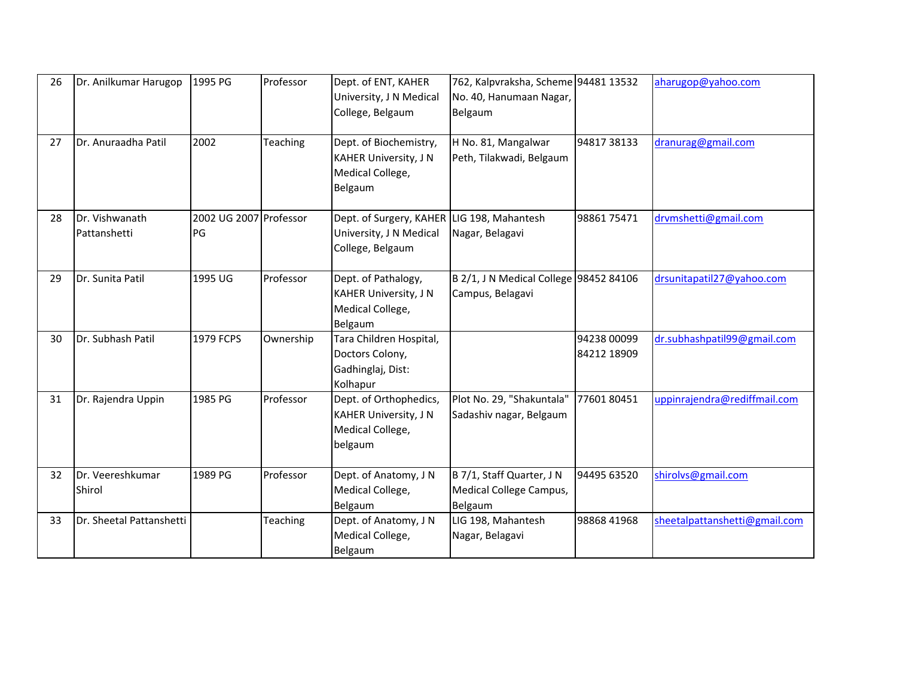| 26 | Dr. Anilkumar Harugop | 1995 PG | Professor | Dept. of ENT, KAHER University, J N Medical College, Belgaum | 762, Kalpvraksha, Scheme No. 40, Hanumaan Nagar, Belgaum | 94481 13532 | aharugop@yahoo.com |
|---|---|---|---|---|---|---|---|
| 27 | Dr. Anuraadha Patil | 2002 | Teaching | Dept. of Biochemistry, KAHER University, J N Medical College, Belgaum | H No. 81, Mangalwar Peth, Tilakwadi, Belgaum | 94817 38133 | dranurag@gmail.com |
| 28 | Dr. Vishwanath Pattanshetti | 2002 UG 2007 PG | Professor | Dept. of Surgery, KAHER University, J N Medical College, Belgaum | LIG 198, Mahantesh Nagar, Belagavi | 98861 75471 | drvmshetti@gmail.com |
| 29 | Dr. Sunita Patil | 1995 UG | Professor | Dept. of Pathalogy, KAHER University, J N Medical College, Belgaum | B 2/1, J N Medical College Campus, Belagavi | 98452 84106 | drsunitapatil27@yahoo.com |
| 30 | Dr. Subhash Patil | 1979 FCPS | Ownership | Tara Children Hospital, Doctors Colony, Gadhinglaj, Dist: Kolhapur | | 94238 00099 84212 18909 | dr.subhashpatil99@gmail.com |
| 31 | Dr. Rajendra Uppin | 1985 PG | Professor | Dept. of Orthophedics, KAHER University, J N Medical College, belgaum | Plot No. 29, "Shakuntala" Sadashiv nagar, Belgaum | 77601 80451 | uppinrajendra@rediffmail.com |
| 32 | Dr. Veereshkumar Shirol | 1989 PG | Professor | Dept. of Anatomy, J N Medical College, Belgaum | B 7/1, Staff Quarter, J N Medical College Campus, Belgaum | 94495 63520 | shirolvs@gmail.com |
| 33 | Dr. Sheetal Pattanshetti | | Teaching | Dept. of Anatomy, J N Medical College, Belgaum | LIG 198, Mahantesh Nagar, Belagavi | 98868 41968 | sheetalpattanshetti@gmail.com |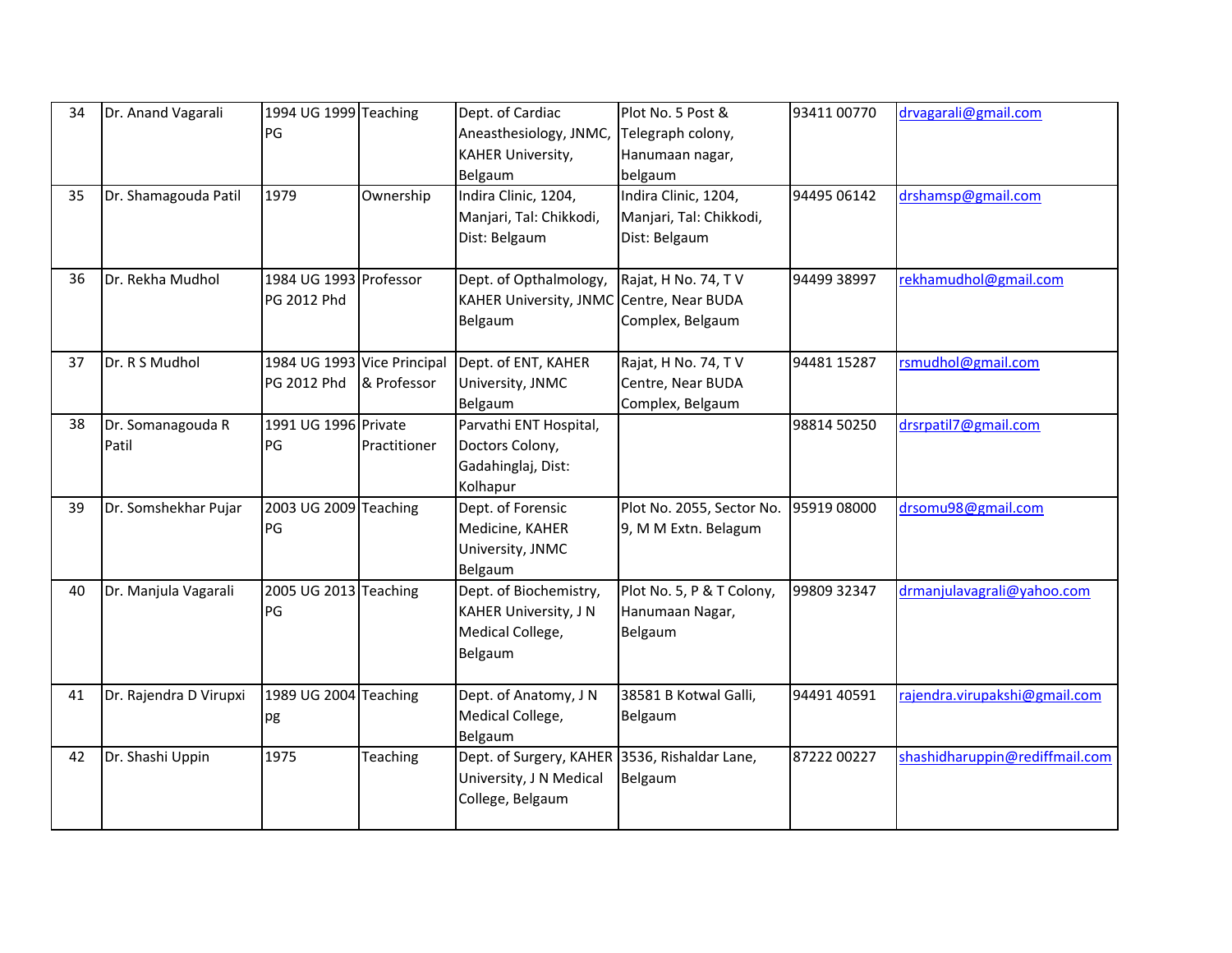| 34 | Dr. Anand Vagarali | 1994 UG 1999 PG | Teaching | Dept. of Cardiac Aneasthesiology, JNMC, KAHER University, Belgaum | Plot No. 5 Post & Telegraph colony, Hanumaan nagar, belgaum | 93411 00770 | drvagarali@gmail.com |
|---|---|---|---|---|---|---|---|
| 35 | Dr. Shamagouda Patil | 1979 | Ownership | Indira Clinic, 1204, Manjari, Tal: Chikkodi, Dist: Belgaum | Indira Clinic, 1204, Manjari, Tal: Chikkodi, Dist: Belgaum | 94495 06142 | drshamsp@gmail.com |
| 36 | Dr. Rekha Mudhol | 1984 UG 1993 PG 2012 Phd | Professor | Dept. of Opthalmology, KAHER University, JNMC Belgaum | Rajat, H No. 74, T V Centre, Near BUDA Complex, Belgaum | 94499 38997 | rekhamudhol@gmail.com |
| 37 | Dr. R S Mudhol | 1984 UG 1993 PG 2012 Phd | Vice Principal & Professor | Dept. of ENT, KAHER University, JNMC Belgaum | Rajat, H No. 74, T V Centre, Near BUDA Complex, Belgaum | 94481 15287 | rsmudhol@gmail.com |
| 38 | Dr. Somanagouda R Patil | 1991 UG 1996 PG | Private Practitioner | Parvathi ENT Hospital, Doctors Colony, Gadahinglaj, Dist: Kolhapur | | 98814 50250 | drsrpatil7@gmail.com |
| 39 | Dr. Somshekhar Pujar | 2003 UG 2009 PG | Teaching | Dept. of Forensic Medicine, KAHER University, JNMC Belgaum | Plot No. 2055, Sector No. 9, M M Extn. Belagum | 95919 08000 | drsomu98@gmail.com |
| 40 | Dr. Manjula Vagarali | 2005 UG 2013 PG | Teaching | Dept. of Biochemistry, KAHER University, J N Medical College, Belgaum | Plot No. 5, P & T Colony, Hanumaan Nagar, Belgaum | 99809 32347 | drmanjulavagrali@yahoo.com |
| 41 | Dr. Rajendra D Virupxi | 1989 UG 2004 pg | Teaching | Dept. of Anatomy, J N Medical College, Belgaum | 38581 B Kotwal Galli, Belgaum | 94491 40591 | rajendra.virupakshi@gmail.com |
| 42 | Dr. Shashi Uppin | 1975 | Teaching | Dept. of Surgery, KAHER University, J N Medical College, Belgaum | 3536, Rishaldar Lane, Belgaum | 87222 00227 | shashidharuppin@rediffmail.com |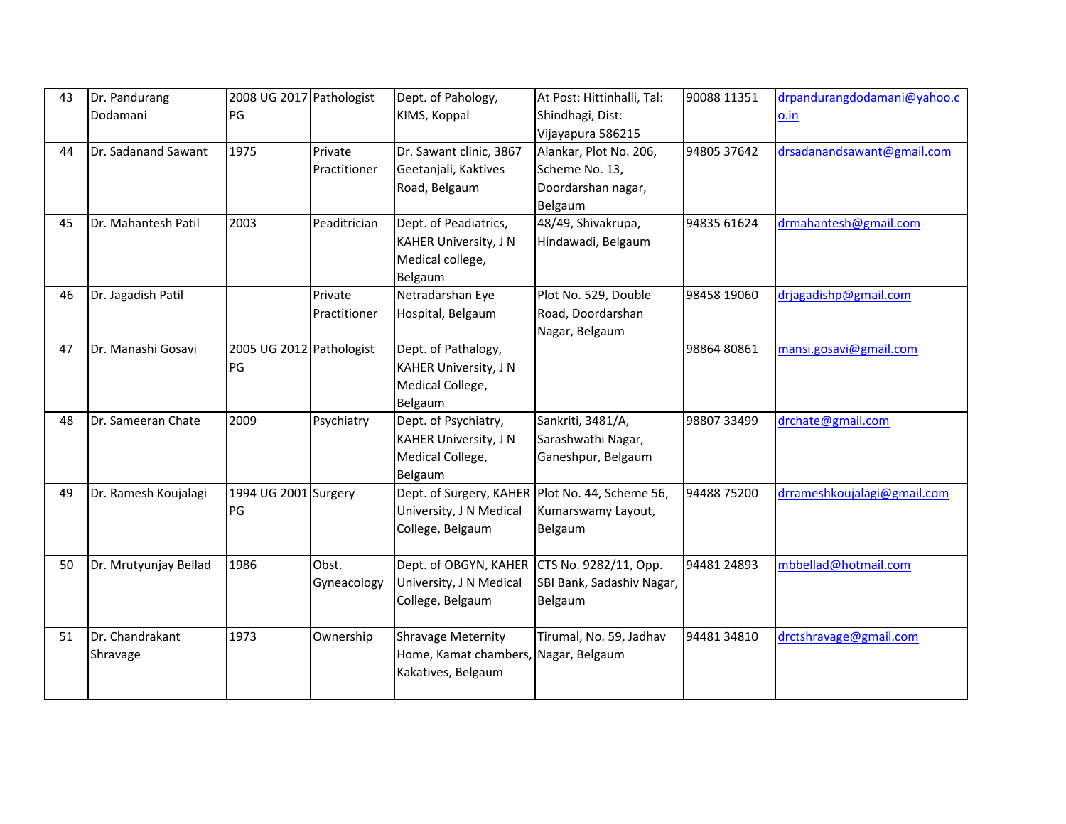| 43 | Dr. Pandurang Dodamani | 2008 UG 2017 PG | Pathologist | Dept. of Pahology, KIMS, Koppal | At Post: Hittinhalli, Tal: Shindhagi, Dist: Vijayapura 586215 | 90088 11351 | drpandurangdodamani@yahoo.co.in |
|---|---|---|---|---|---|---|---|
| 44 | Dr. Sadanand Sawant | 1975 | Private Practitioner | Dr. Sawant clinic, 3867 Geetanjali, Kaktives Road, Belgaum | Alankar, Plot No. 206, Scheme No. 13, Doordarshan nagar, Belgaum | 94805 37642 | drsadanandsawant@gmail.com |
| 45 | Dr. Mahantesh Patil | 2003 | Peaditrician | Dept. of Peadiatrics, KAHER University, J N Medical college, Belgaum | 48/49, Shivakrupa, Hindawadi, Belgaum | 94835 61624 | drmahantesh@gmail.com |
| 46 | Dr. Jagadish Patil | | Private Practitioner | Netradarshan Eye Hospital, Belgaum | Plot No. 529, Double Road, Doordarshan Nagar, Belgaum | 98458 19060 | drjagadishp@gmail.com |
| 47 | Dr. Manashi Gosavi | 2005 UG 2012 PG | Pathologist | Dept. of Pathalogy, KAHER University, J N Medical College, Belgaum | | 98864 80861 | mansi.gosavi@gmail.com |
| 48 | Dr. Sameeran Chate | 2009 | Psychiatry | Dept. of Psychiatry, KAHER University, J N Medical College, Belgaum | Sankriti, 3481/A, Sarashwathi Nagar, Ganeshpur, Belgaum | 98807 33499 | drchate@gmail.com |
| 49 | Dr. Ramesh Koujalagi | 1994 UG 2001 PG | Surgery | Dept. of Surgery, KAHER University, J N Medical College, Belgaum | Plot No. 44, Scheme 56, Kumarswamy Layout, Belgaum | 94488 75200 | drrameshkoujalagi@gmail.com |
| 50 | Dr. Mrutyunjay Bellad | 1986 | Obst. Gyneacology | Dept. of OBGYN, KAHER University, J N Medical College, Belgaum | CTS No. 9282/11, Opp. SBI Bank, Sadashiv Nagar, Belgaum | 94481 24893 | mbbellad@hotmail.com |
| 51 | Dr. Chandrakant Shravage | 1973 | Ownership | Shravage Meternity Home, Kamat chambers, Kakatives, Belgaum | Tirumal, No. 59, Jadhav Nagar, Belgaum | 94481 34810 | drctshravage@gmail.com |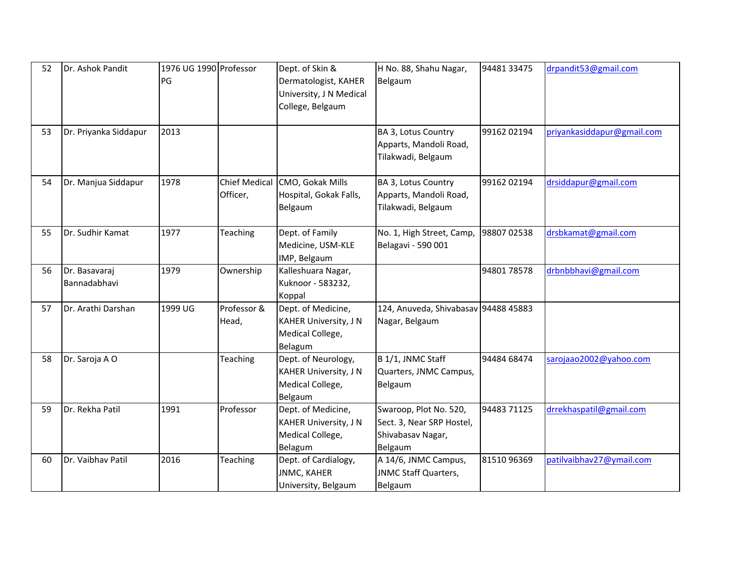| 52 | Dr. Ashok Pandit | 1976 UG 1990 PG | Professor | Dept. of Skin & Dermatologist, KAHER University, J N Medical College, Belgaum | H No. 88, Shahu Nagar, Belgaum | 94481 33475 | drpandit53@gmail.com |
|---|---|---|---|---|---|---|---|
| 53 | Dr. Priyanka Siddapur | 2013 | | | BA 3, Lotus Country Apparts, Mandoli Road, Tilakwadi, Belgaum | 99162 02194 | priyankasiddapur@gmail.com |
| 54 | Dr. Manjua Siddapur | 1978 | Chief Medical Officer, | CMO, Gokak Mills Hospital, Gokak Falls, Belgaum | BA 3, Lotus Country Apparts, Mandoli Road, Tilakwadi, Belgaum | 99162 02194 | drsiddapur@gmail.com |
| 55 | Dr. Sudhir Kamat | 1977 | Teaching | Dept. of Family Medicine, USM-KLE IMP, Belgaum | No. 1, High Street, Camp, Belagavi - 590 001 | 98807 02538 | drsbkamat@gmail.com |
| 56 | Dr. Basavaraj Bannadabhavi | 1979 | Ownership | Kalleshuara Nagar, Kuknoor - 583232, Koppal | | 94801 78578 | drbnbbhavi@gmail.com |
| 57 | Dr. Arathi Darshan | 1999 UG | Professor & Head, | Dept. of Medicine, KAHER University, J N Medical College, Belagum | 124, Anuveda, Shivabasav Nagar, Belgaum | 94488 45883 | |
| 58 | Dr. Saroja A O | | Teaching | Dept. of Neurology, KAHER University, J N Medical College, Belgaum | B 1/1, JNMC Staff Quarters, JNMC Campus, Belgaum | 94484 68474 | sarojaao2002@yahoo.com |
| 59 | Dr. Rekha Patil | 1991 | Professor | Dept. of Medicine, KAHER University, J N Medical College, Belagum | Swaroop, Plot No. 520, Sect. 3, Near SRP Hostel, Shivabasav Nagar, Belgaum | 94483 71125 | drrekhaspatil@gmail.com |
| 60 | Dr. Vaibhav Patil | 2016 | Teaching | Dept. of Cardialogy, JNMC, KAHER University, Belgaum | A 14/6, JNMC Campus, JNMC Staff Quarters, Belgaum | 81510 96369 | patilvaibhav27@ymail.com |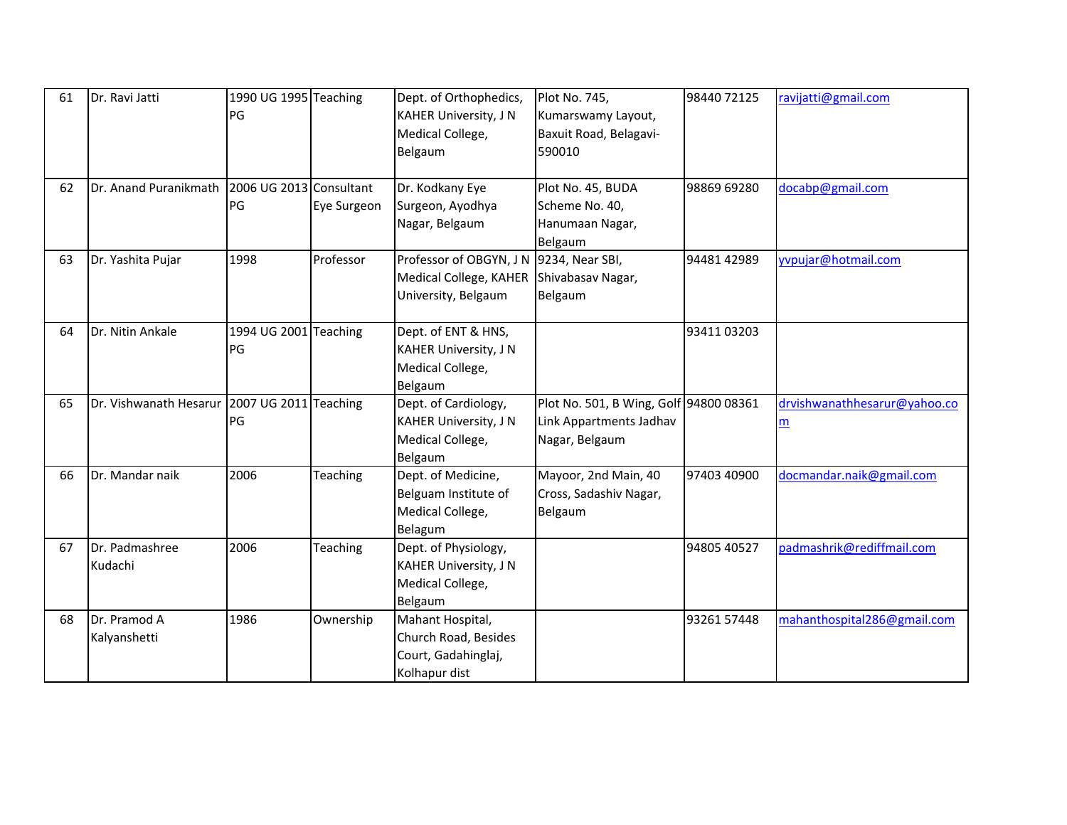| 61 | Dr. Ravi Jatti | 1990 UG 1995 PG | Teaching | Dept. of Orthophedics, KAHER University, J N Medical College, Belgaum | Plot No. 745, Kumarswamy Layout, Baxuit Road, Belagavi-590010 | 98440 72125 | ravijatti@gmail.com |
|---|---|---|---|---|---|---|---|
| 62 | Dr. Anand Puranikmath | 2006 UG 2013 PG | Consultant Eye Surgeon | Dr. Kodkany Eye Surgeon, Ayodhya Nagar, Belgaum | Plot No. 45, BUDA Scheme No. 40, Hanumaan Nagar, Belgaum | 98869 69280 | docabp@gmail.com |
| 63 | Dr. Yashita Pujar | 1998 | Professor | Professor of OBGYN, J N Medical College, KAHER University, Belgaum | 9234, Near SBI, Shivabasav Nagar, Belgaum | 94481 42989 | yvpujar@hotmail.com |
| 64 | Dr. Nitin Ankale | 1994 UG 2001 PG | Teaching | Dept. of ENT & HNS, KAHER University, J N Medical College, Belgaum | | 93411 03203 | |
| 65 | Dr. Vishwanath Hesarur | 2007 UG 2011 PG | Teaching | Dept. of Cardiology, KAHER University, J N Medical College, Belgaum | Plot No. 501, B Wing, Golf Link Appartments Jadhav Nagar, Belgaum | 94800 08361 | drvishwanathhesarur@yahoo.com |
| 66 | Dr. Mandar naik | 2006 | Teaching | Dept. of Medicine, Belguam Institute of Medical College, Belagum | Mayoor, 2nd Main, 40 Cross, Sadashiv Nagar, Belgaum | 97403 40900 | docmandar.naik@gmail.com |
| 67 | Dr. Padmashree Kudachi | 2006 | Teaching | Dept. of Physiology, KAHER University, J N Medical College, Belgaum | | 94805 40527 | padmashrik@rediffmail.com |
| 68 | Dr. Pramod A Kalyanshetti | 1986 | Ownership | Mahant Hospital, Church Road, Besides Court, Gadahinglaj, Kolhapur dist | | 93261 57448 | mahanthospital286@gmail.com |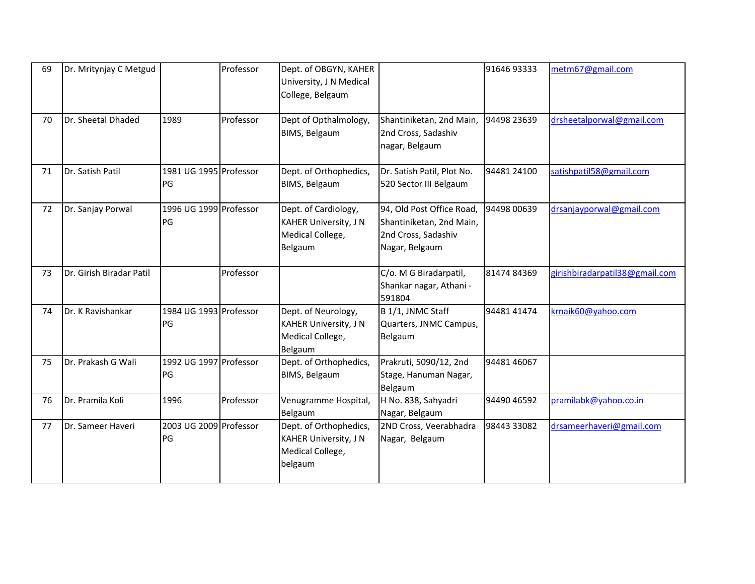| | | | | | | | |
|---|---|---|---|---|---|---|---|
| 69 | Dr. Mritynjay C Metgud | | Professor | Dept. of OBGYN, KAHER University, J N Medical College, Belgaum | | 91646 93333 | metm67@gmail.com |
| 70 | Dr. Sheetal Dhaded | 1989 | Professor | Dept of Opthalmology, BIMS, Belgaum | Shantiniketan, 2nd Main, 2nd Cross, Sadashiv nagar, Belgaum | 94498 23639 | drsheetalporwal@gmail.com |
| 71 | Dr. Satish Patil | 1981 UG 1995 PG | Professor | Dept. of Orthophedics, BIMS, Belgaum | Dr. Satish Patil, Plot No. 520 Sector III Belgaum | 94481 24100 | satishpatil58@gmail.com |
| 72 | Dr. Sanjay Porwal | 1996 UG 1999 PG | Professor | Dept. of Cardiology, KAHER University, J N Medical College, Belgaum | 94, Old Post Office Road, Shantiniketan, 2nd Main, 2nd Cross, Sadashiv Nagar, Belgaum | 94498 00639 | drsanjayporwal@gmail.com |
| 73 | Dr. Girish Biradar Patil | | Professor | | C/o. M G Biradarpatil, Shankar nagar, Athani - 591804 | 81474 84369 | girishbiradarpatil38@gmail.com |
| 74 | Dr. K Ravishankar | 1984 UG 1993 PG | Professor | Dept. of Neurology, KAHER University, J N Medical College, Belgaum | B 1/1, JNMC Staff Quarters, JNMC Campus, Belgaum | 94481 41474 | krnaik60@yahoo.com |
| 75 | Dr. Prakash G Wali | 1992 UG 1997 PG | Professor | Dept. of Orthophedics, BIMS, Belgaum | Prakruti, 5090/12, 2nd Stage, Hanuman Nagar, Belgaum | 94481 46067 | |
| 76 | Dr. Pramila Koli | 1996 | Professor | Venugramme Hospital, Belgaum | H No. 838, Sahyadri Nagar, Belgaum | 94490 46592 | pramilabk@yahoo.co.in |
| 77 | Dr. Sameer Haveri | 2003 UG 2009 PG | Professor | Dept. of Orthophedics, KAHER University, J N Medical College, belgaum | 2ND Cross, Veerabhadra Nagar, Belgaum | 98443 33082 | drsameerhaveri@gmail.com |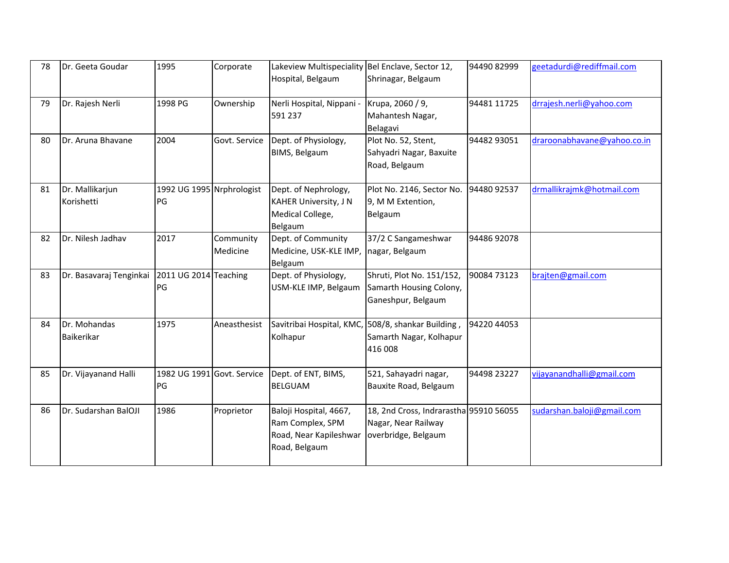| 78 | Dr. Geeta Goudar | 1995 | Corporate | Lakeview Multispeciality Hospital, Belgaum | Bel Enclave, Sector 12, Shrinagar, Belgaum | 94490 82999 | geetadurdi@rediffmail.com |
|---|---|---|---|---|---|---|---|
| 79 | Dr. Rajesh Nerli | 1998 PG | Ownership | Nerli Hospital, Nippani - 591 237 | Krupa, 2060 / 9, Mahantesh Nagar, Belagavi | 94481 11725 | drrajesh.nerli@yahoo.com |
| 80 | Dr. Aruna Bhavane | 2004 | Govt. Service | Dept. of Physiology, BIMS, Belgaum | Plot No. 52, Stent, Sahyadri Nagar, Baxuite Road, Belgaum | 94482 93051 | draroonabhavane@yahoo.co.in |
| 81 | Dr. Mallikarjun Korishetti | 1992 UG 1995 PG | Nrphrologist | Dept. of Nephrology, KAHER University, J N Medical College, Belgaum | Plot No. 2146, Sector No. 9, M M Extention, Belgaum | 94480 92537 | drmallikrajmk@hotmail.com |
| 82 | Dr. Nilesh Jadhav | 2017 | Community Medicine | Dept. of Community Medicine, USK-KLE IMP, Belgaum | 37/2 C Sangameshwar nagar, Belgaum | 94486 92078 | |
| 83 | Dr. Basavaraj Tenginkai | 2011 UG 2014 PG | Teaching | Dept. of Physiology, USM-KLE IMP, Belgaum | Shruti, Plot No. 151/152, Samarth Housing Colony, Ganeshpur, Belgaum | 90084 73123 | brajten@gmail.com |
| 84 | Dr. Mohandas Baikerikar | 1975 | Aneasthesist | Savitribai Hospital, KMC, Kolhapur | 508/8, shankar Building , Samarth Nagar, Kolhapur 416 008 | 94220 44053 | |
| 85 | Dr. Vijayanand Halli | 1982 UG 1991 PG | Govt. Service | Dept. of ENT, BIMS, BELGUAM | 521, Sahayadri nagar, Bauxite Road, Belgaum | 94498 23227 | vijayanandhalli@gmail.com |
| 86 | Dr. Sudarshan BalOJI | 1986 | Proprietor | Baloji Hospital, 4667, Ram Complex, SPM Road, Near Kapileshwar Road, Belgaum | 18, 2nd Cross, Indrarastha Nagar, Near Railway overbridge, Belgaum | 95910 56055 | sudarshan.baloji@gmail.com |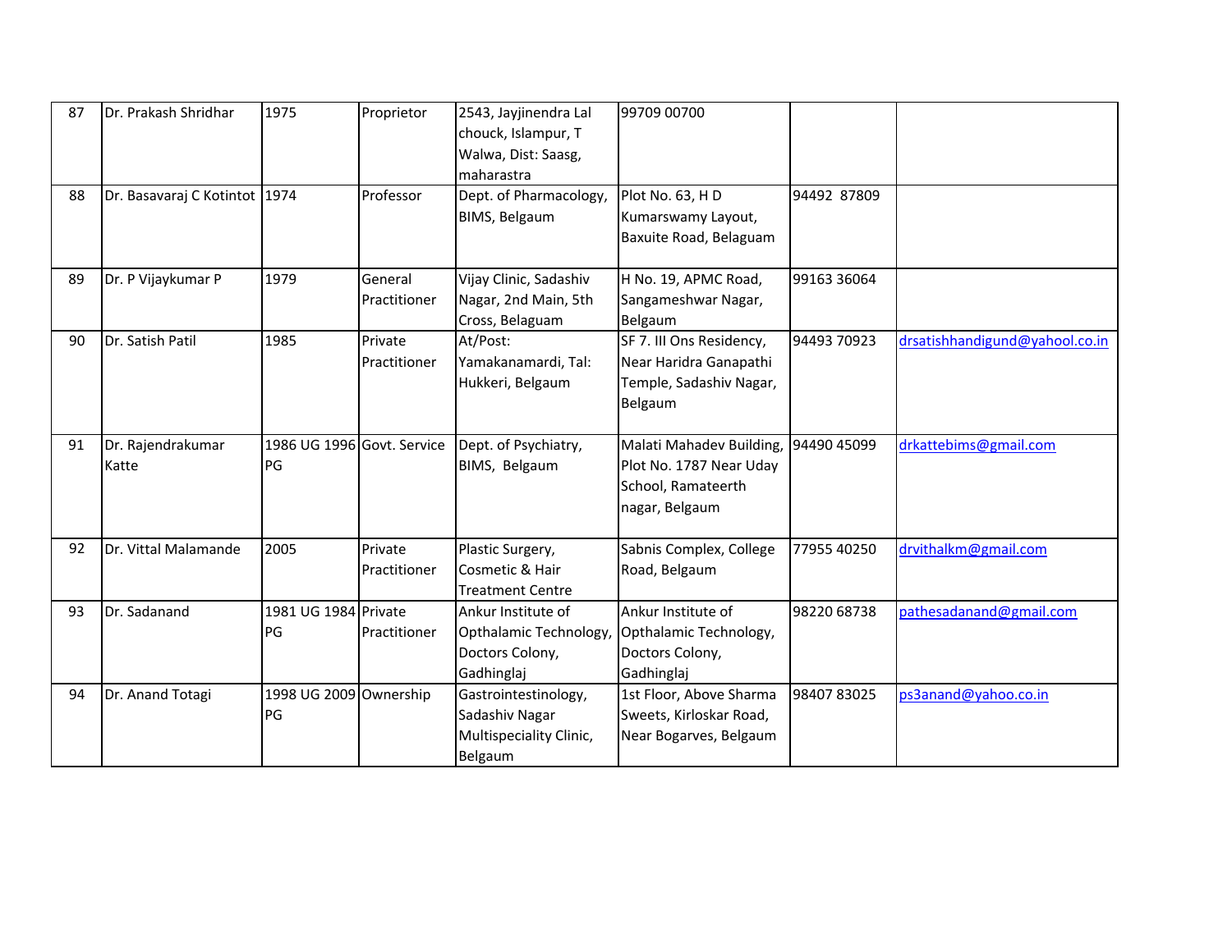| 87 | Dr. Prakash Shridhar | 1975 | Proprietor | 2543, Jayjinendra Lal chouck, Islampur, T Walwa, Dist: Saasg, maharastra | 99709 00700 | | |
|---|---|---|---|---|---|---|---|
| 88 | Dr. Basavaraj C Kotintot | 1974 | Professor | Dept. of Pharmacology, BIMS, Belgaum | Plot No. 63, H D Kumarswamy Layout, Baxuite Road, Belaguam | 94492 87809 | |
| 89 | Dr. P Vijaykumar P | 1979 | General Practitioner | Vijay Clinic, Sadashiv Nagar, 2nd Main, 5th Cross, Belaguam | H No. 19, APMC Road, Sangameshwar Nagar, Belgaum | 99163 36064 | |
| 90 | Dr. Satish Patil | 1985 | Private Practitioner | At/Post: Yamakanamardi, Tal: Hukkeri, Belgaum | SF 7. III Ons Residency, Near Haridra Ganapathi Temple, Sadashiv Nagar, Belgaum | 94493 70923 | drsatishhandigund@yahool.co.in |
| 91 | Dr. Rajendrakumar Katte | 1986 UG 1996 PG | Govt. Service | Dept. of Psychiatry, BIMS, Belgaum | Malati Mahadev Building, Plot No. 1787 Near Uday School, Ramateerth nagar, Belgaum | 94490 45099 | drkattebims@gmail.com |
| 92 | Dr. Vittal Malamande | 2005 | Private Practitioner | Plastic Surgery, Cosmetic & Hair Treatment Centre | Sabnis Complex, College Road, Belgaum | 77955 40250 | drvithalkm@gmail.com |
| 93 | Dr. Sadanand | 1981 UG 1984 PG | Private Practitioner | Ankur Institute of Opthalamic Technology, Doctors Colony, Gadhinglaj | Ankur Institute of Opthalamic Technology, Doctors Colony, Gadhinglaj | 98220 68738 | pathesadanand@gmail.com |
| 94 | Dr. Anand Totagi | 1998 UG 2009 PG | Ownership | Gastrointestinology, Sadashiv Nagar Multispeciality Clinic, Belgaum | 1st Floor, Above Sharma Sweets, Kirloskar Road, Near Bogarves, Belgaum | 98407 83025 | ps3anand@yahoo.co.in |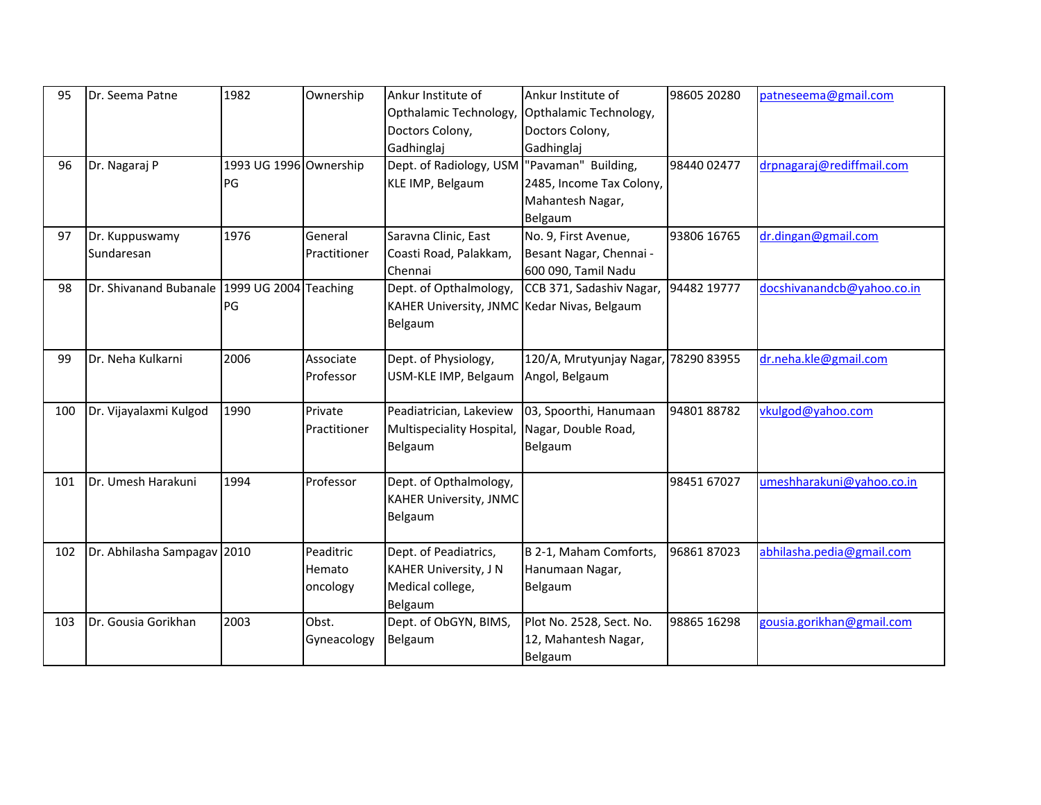| 95 | Dr. Seema Patne | 1982 | Ownership | Ankur Institute of Opthalamic Technology, Doctors Colony, Gadhinglaj | Ankur Institute of Opthalamic Technology, Doctors Colony, Gadhinglaj | 98605 20280 | patneseema@gmail.com |
|---|---|---|---|---|---|---|---|
| 96 | Dr. Nagaraj P | 1993 UG 1996 PG | Ownership | Dept. of Radiology, USM KLE IMP, Belgaum | "Pavaman" Building, 2485, Income Tax Colony, Mahantesh Nagar, Belgaum | 98440 02477 | drpnagaraj@rediffmail.com |
| 97 | Dr. Kuppuswamy Sundaresan | 1976 | General Practitioner | Saravna Clinic, East Coasti Road, Palakkam, Chennai | No. 9, First Avenue, Besant Nagar, Chennai - 600 090, Tamil Nadu | 93806 16765 | dr.dingan@gmail.com |
| 98 | Dr. Shivanand Bubanale | 1999 UG 2004 PG | Teaching | Dept. of Opthalmology, KAHER University, JNMC Belgaum | CCB 371, Sadashiv Nagar, Kedar Nivas, Belgaum | 94482 19777 | docshivanandcb@yahoo.co.in |
| 99 | Dr. Neha Kulkarni | 2006 | Associate Professor | Dept. of Physiology, USM-KLE IMP, Belgaum | 120/A, Mrutyunjay Nagar, Angol, Belgaum | 78290 83955 | dr.neha.kle@gmail.com |
| 100 | Dr. Vijayalaxmi Kulgod | 1990 | Private Practitioner | Peadiatrician, Lakeview Multispeciality Hospital, Belgaum | 03, Spoorthi, Hanumaan Nagar, Double Road, Belgaum | 94801 88782 | vkulgod@yahoo.com |
| 101 | Dr. Umesh Harakuni | 1994 | Professor | Dept. of Opthalmology, KAHER University, JNMC Belgaum | | 98451 67027 | umeshharakuni@yahoo.co.in |
| 102 | Dr. Abhilasha Sampagav | 2010 | Peaditric Hemato oncology | Dept. of Peadiatrics, KAHER University, J N Medical college, Belgaum | B 2-1, Maham Comforts, Hanumaan Nagar, Belgaum | 96861 87023 | abhilasha.pedia@gmail.com |
| 103 | Dr. Gousia Gorikhan | 2003 | Obst. Gyneacology | Dept. of ObGYN, BIMS, Belgaum | Plot No. 2528, Sect. No. 12, Mahantesh Nagar, Belgaum | 98865 16298 | gousia.gorikhan@gmail.com |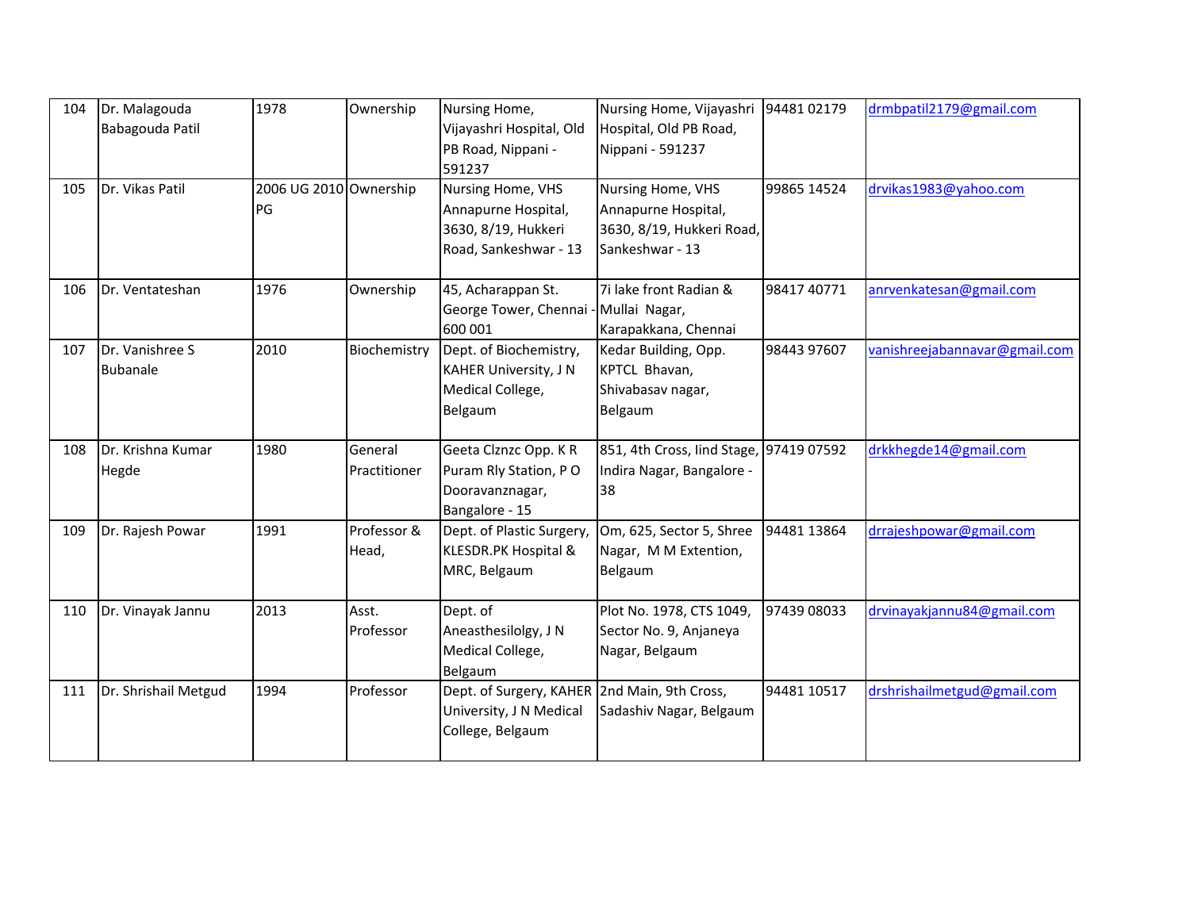| 104 | Dr. Malagouda Babagouda Patil | 1978 | Ownership | Nursing Home, Vijayashri Hospital, Old PB Road, Nippani - 591237 | Nursing Home, Vijayashri Hospital, Old PB Road, Nippani - 591237 | 94481 02179 | drmbpatil2179@gmail.com |
|---|---|---|---|---|---|---|---|
| 105 | Dr. Vikas Patil | 2006 UG 2010 PG | Ownership | Nursing Home, VHS Annapurne Hospital, 3630, 8/19, Hukkeri Road, Sankeshwar - 13 | Nursing Home, VHS Annapurne Hospital, 3630, 8/19, Hukkeri Road, Sankeshwar - 13 | 99865 14524 | drvikas1983@yahoo.com |
| 106 | Dr. Ventateshan | 1976 | Ownership | 45, Acharappan St. George Tower, Chennai - 600 001 | 7i lake front Radian & Mullai Nagar, Karapakkana, Chennai | 98417 40771 | anrvenkatesan@gmail.com |
| 107 | Dr. Vanishree S Bubanale | 2010 | Biochemistry | Dept. of Biochemistry, KAHER University, J N Medical College, Belgaum | Kedar Building, Opp. KPTCL Bhavan, Shivabasav nagar, Belgaum | 98443 97607 | vanishreejabannavar@gmail.com |
| 108 | Dr. Krishna Kumar Hegde | 1980 | General Practitioner | Geeta Clznzc Opp. K R Puram Rly Station, P O Dooravanznagar, Bangalore - 15 | 851, 4th Cross, Iind Stage, Indira Nagar, Bangalore - 38 | 97419 07592 | drkkhegde14@gmail.com |
| 109 | Dr. Rajesh Powar | 1991 | Professor & Head, | Dept. of Plastic Surgery, KLESDR.PK Hospital & MRC, Belgaum | Om, 625, Sector 5, Shree Nagar, M M Extention, Belgaum | 94481 13864 | drrajeshpowar@gmail.com |
| 110 | Dr. Vinayak Jannu | 2013 | Asst. Professor | Dept. of Aneasthesilolgy, J N Medical College, Belgaum | Plot No. 1978, CTS 1049, Sector No. 9, Anjaneya Nagar, Belgaum | 97439 08033 | drvinayakjannu84@gmail.com |
| 111 | Dr. Shrishail Metgud | 1994 | Professor | Dept. of Surgery, KAHER University, J N Medical College, Belgaum | 2nd Main, 9th Cross, Sadashiv Nagar, Belgaum | 94481 10517 | drshrishailmetgud@gmail.com |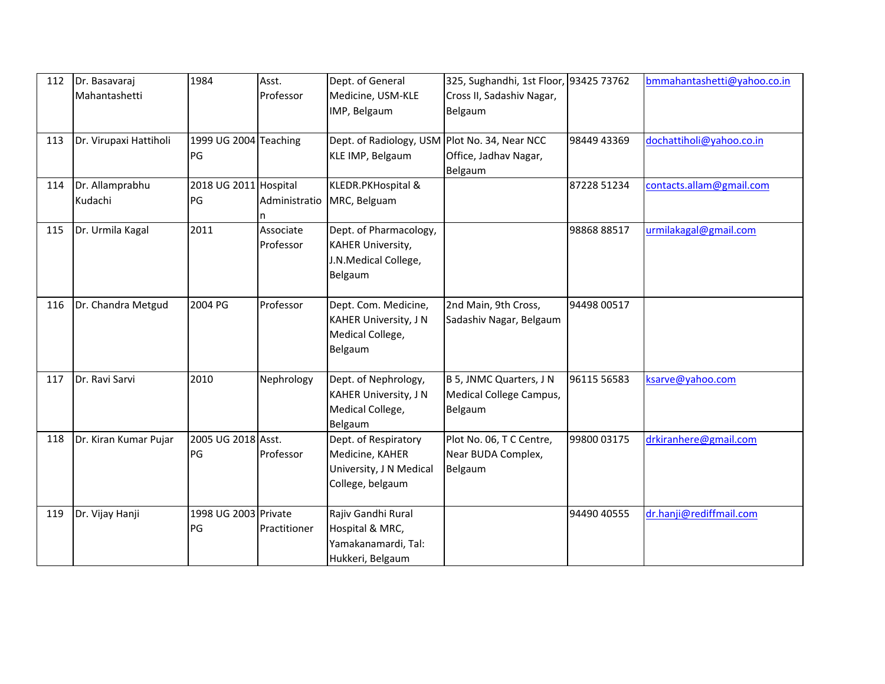| 112 | Dr. Basavaraj Mahantashetti | 1984 | Asst. Professor | Dept. of General Medicine, USM-KLE IMP, Belgaum | 325, Sughandhi, 1st Floor, Cross II, Sadashiv Nagar, Belgaum | 93425 73762 | bmmahantashetti@yahoo.co.in |
|---|---|---|---|---|---|---|---|
| 113 | Dr. Virupaxi Hattiholi | 1999 UG 2004 PG | Teaching | Dept. of Radiology, USM KLE IMP, Belgaum | Plot No. 34, Near NCC Office, Jadhav Nagar, Belgaum | 98449 43369 | dochattiholi@yahoo.co.in |
| 114 | Dr. Allamprabhu Kudachi | 2018 UG 2011 PG | Hospital Administration | KLEDR.PKHospital & MRC, Belguam | | 87228 51234 | contacts.allam@gmail.com |
| 115 | Dr. Urmila Kagal | 2011 | Associate Professor | Dept. of Pharmacology, KAHER University, J.N.Medical College, Belgaum | | 98868 88517 | urmilakagal@gmail.com |
| 116 | Dr. Chandra Metgud | 2004 PG | Professor | Dept. Com. Medicine, KAHER University, J N Medical College, Belgaum | 2nd Main, 9th Cross, Sadashiv Nagar, Belgaum | 94498 00517 | |
| 117 | Dr. Ravi Sarvi | 2010 | Nephrology | Dept. of Nephrology, KAHER University, J N Medical College, Belgaum | B 5, JNMC Quarters, J N Medical College Campus, Belgaum | 96115 56583 | ksarve@yahoo.com |
| 118 | Dr. Kiran Kumar Pujar | 2005 UG 2018 PG | Asst. Professor | Dept. of Respiratory Medicine, KAHER University, J N Medical College, belgaum | Plot No. 06, T C Centre, Near BUDA Complex, Belgaum | 99800 03175 | drkiranhere@gmail.com |
| 119 | Dr. Vijay Hanji | 1998 UG 2003 PG | Private Practitioner | Rajiv Gandhi Rural Hospital & MRC, Yamakanamardi, Tal: Hukkeri, Belgaum | | 94490 40555 | dr.hanji@rediffmail.com |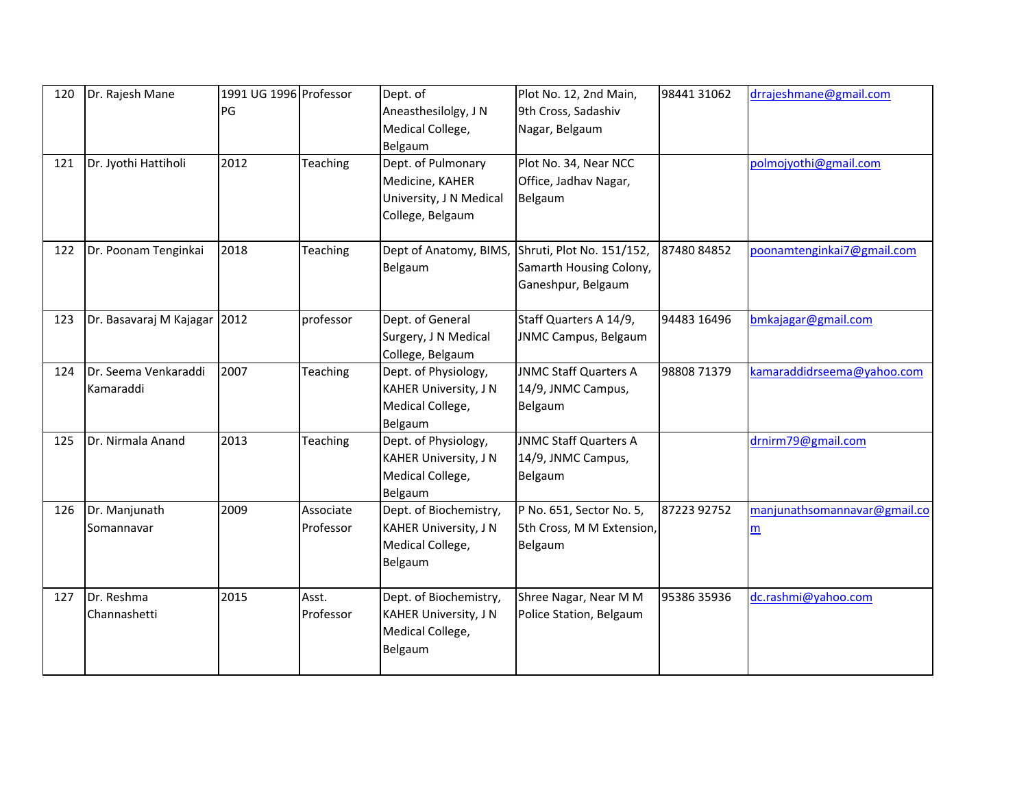| 120 | Dr. Rajesh Mane | 1991 UG 1996 PG | Professor | Dept. of Aneasthesilolgy, J N Medical College, Belgaum | Plot No. 12, 2nd Main, 9th Cross, Sadashiv Nagar, Belgaum | 98441 31062 | drrajeshmane@gmail.com |
|---|---|---|---|---|---|---|---|
| 121 | Dr. Jyothi Hattiholi | 2012 | Teaching | Dept. of Pulmonary Medicine, KAHER University, J N Medical College, Belgaum | Plot No. 34, Near NCC Office, Jadhav Nagar, Belgaum | | polmojyothi@gmail.com |
| 122 | Dr. Poonam Tenginkai | 2018 | Teaching | Dept of Anatomy, BIMS, Belgaum | Shruti, Plot No. 151/152, Samarth Housing Colony, Ganeshpur, Belgaum | 87480 84852 | poonamtenginkai7@gmail.com |
| 123 | Dr. Basavaraj M Kajagar | 2012 | professor | Dept. of General Surgery, J N Medical College, Belgaum | Staff Quarters A 14/9, JNMC Campus, Belgaum | 94483 16496 | bmkajagar@gmail.com |
| 124 | Dr. Seema Venkaraddi Kamaraddi | 2007 | Teaching | Dept. of Physiology, KAHER University, J N Medical College, Belgaum | JNMC Staff Quarters A 14/9, JNMC Campus, Belgaum | 98808 71379 | kamaraddidrseema@yahoo.com |
| 125 | Dr. Nirmala Anand | 2013 | Teaching | Dept. of Physiology, KAHER University, J N Medical College, Belgaum | JNMC Staff Quarters A 14/9, JNMC Campus, Belgaum | | drnirm79@gmail.com |
| 126 | Dr. Manjunath Somannavar | 2009 | Associate Professor | Dept. of Biochemistry, KAHER University, J N Medical College, Belgaum | P No. 651, Sector No. 5, 5th Cross, M M Extension, Belgaum | 87223 92752 | manjunathsomannavar@gmail.com |
| 127 | Dr. Reshma Channashetti | 2015 | Asst. Professor | Dept. of Biochemistry, KAHER University, J N Medical College, Belgaum | Shree Nagar, Near M M Police Station, Belgaum | 95386 35936 | dc.rashmi@yahoo.com |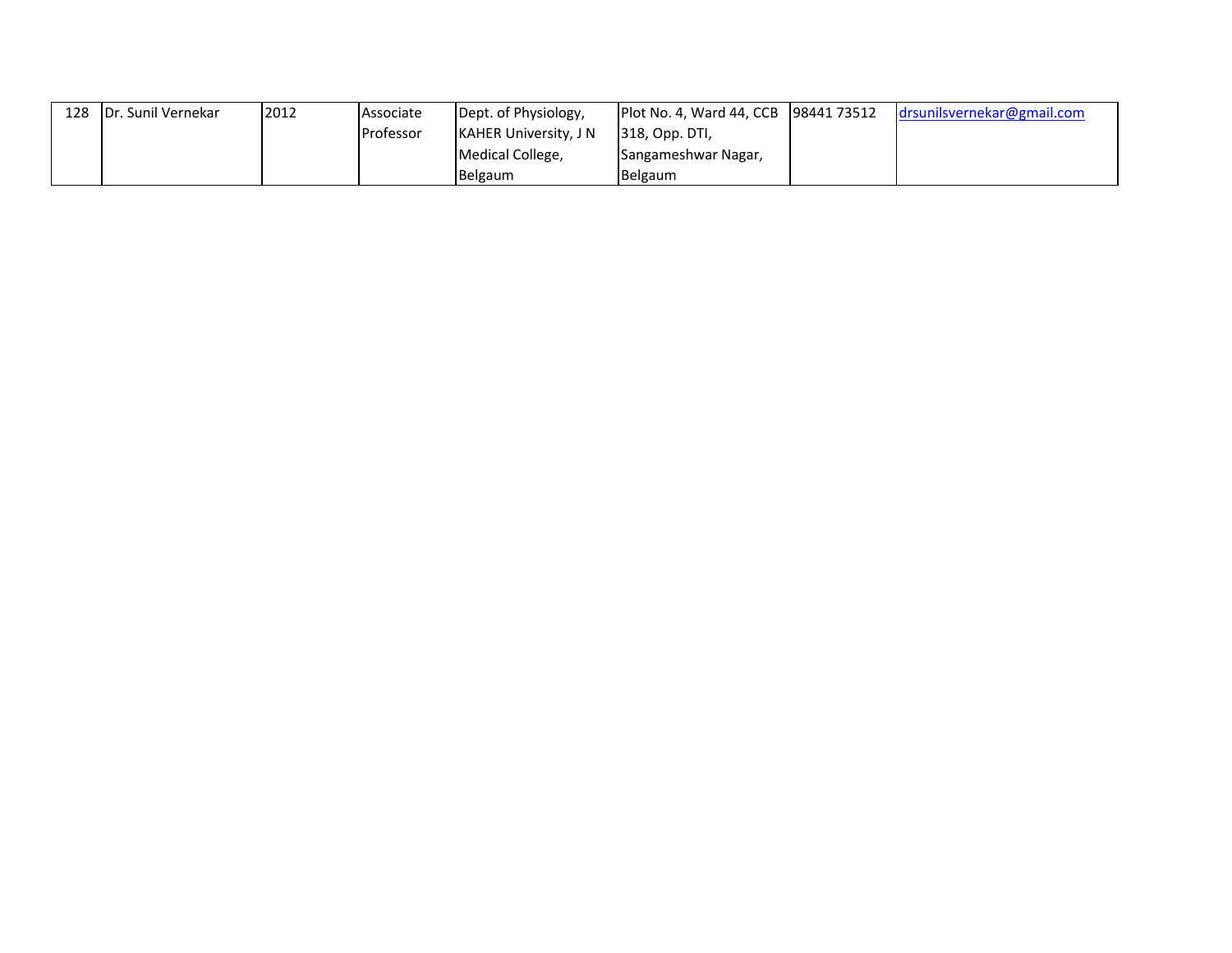| | | | | | | | |
|---|---|---|---|---|---|---|---|
| 128 | Dr. Sunil Vernekar | 2012 | Associate Professor | Dept. of Physiology, KAHER University, J N Medical College, Belgaum | Plot No. 4, Ward 44, CCB 318, Opp. DTI, Sangameshwar Nagar, Belgaum | 98441 73512 | drsunilsvernekar@gmail.com |